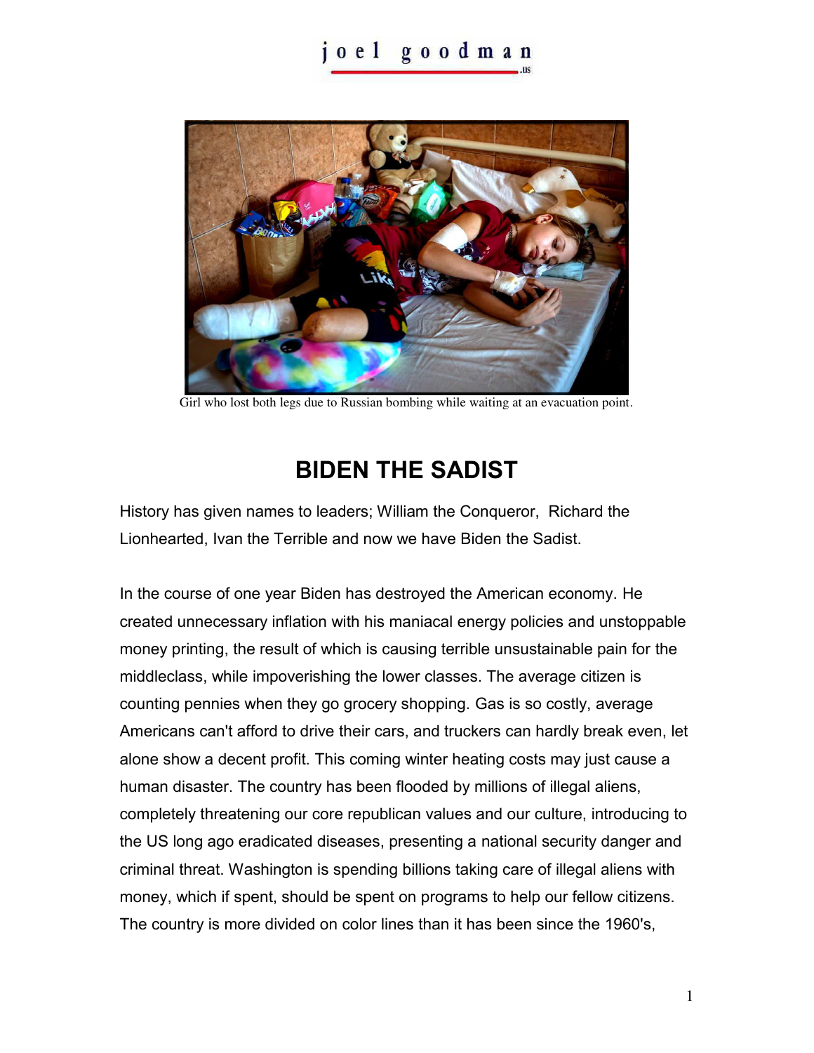Girl who lost both legs due to Russian bombing while waiting at an evacuation point.

# BIDEN THE SADIST

History has given names to leaders; William the Conqueror, Richard the Lionhearted, Ivan the Terrible and now we have Biden the Sadist.

In the course of one year Biden has destroyed the American economy. He created unnecessary inflation with his maniacal energy policies and unstoppable money printing, the result of which is causing terrible unsustainable pain for the middleclass, while impoverishing the lower classes. The average citizen is counting pennies when they go grocery shopping. Gas is so costly, average Americans can't afford to drive their cars, and truckers can hardly break even, let alone show a decent profit. This coming winter heating costs may just cause a human disaster. The country has been flooded by millions of illegal aliens, completely threatening our core republican values and our culture, introducing to the US long ago eradicated diseases, presenting a national security danger and criminal threat. Washington is spending billions taking care of illegal aliens with money, which if spent, should be spent on programs to help our fellow citizens. The country is more divided on color lines than it has been since the 1960's,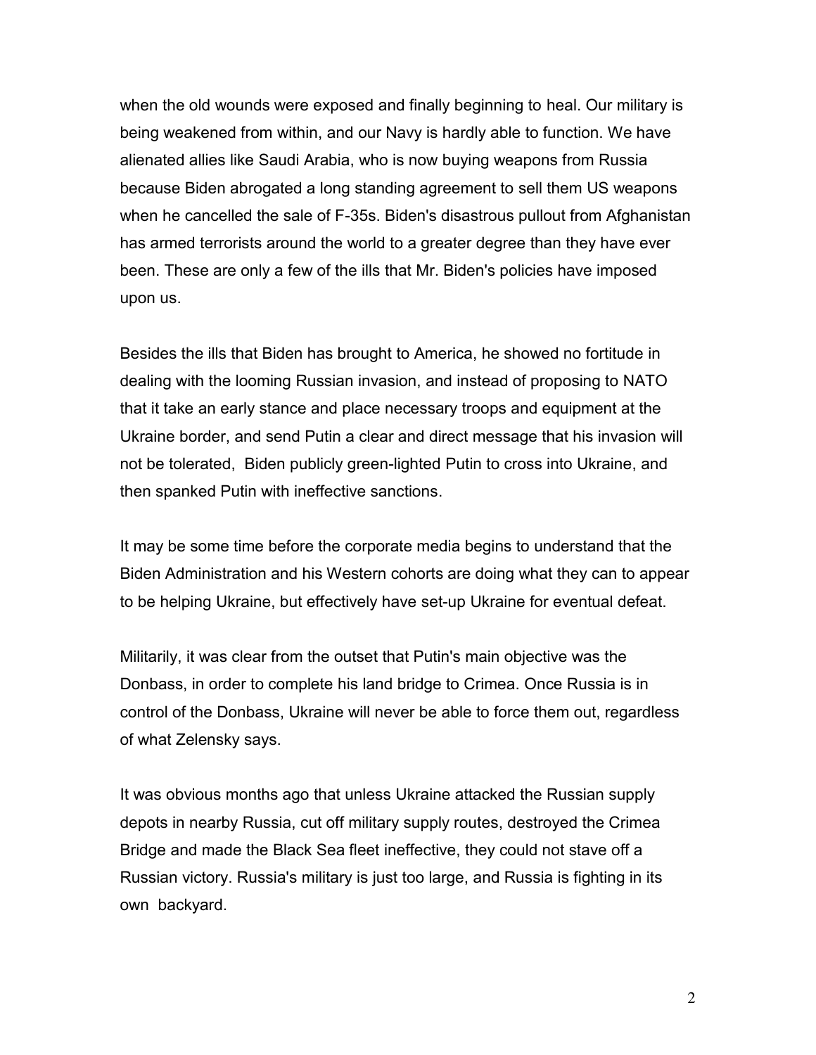when the old wounds were exposed and finally beginning to heal. Our military is being weakened from within, and our Navy is hardly able to function. We have alienated allies like Saudi Arabia, who is now buying weapons from Russia because Biden abrogated a long standing agreement to sell them US weapons when he cancelled the sale of F-35s. Biden's disastrous pullout from Afghanistan has armed terrorists around the world to a greater degree than they have ever been. These are only a few of the ills that Mr. Biden's policies have imposed upon us.

Besides the ills that Biden has brought to America, he showed no fortitude in dealing with the looming Russian invasion, and instead of proposing to NATO that it take an early stance and place necessary troops and equipment at the Ukraine border, and send Putin a clear and direct message that his invasion will not be tolerated, Biden publicly green-lighted Putin to cross into Ukraine, and then spanked Putin with ineffective sanctions.

It may be some time before the corporate media begins to understand that the Biden Administration and his Western cohorts are doing what they can to appear to be helping Ukraine, but effectively have set-up Ukraine for eventual defeat.

Militarily, it was clear from the outset that Putin's main objective was the Donbass, in order to complete his land bridge to Crimea. Once Russia is in control of the Donbass, Ukraine will never be able to force them out, regardless of what Zelensky says.

It was obvious months ago that unless Ukraine attacked the Russian supply depots in nearby Russia, cut off military supply routes, destroyed the Crimea Bridge and made the Black Sea fleet ineffective, they could not stave off a Russian victory. Russia's military is just too large, and Russia is fighting in its own backyard.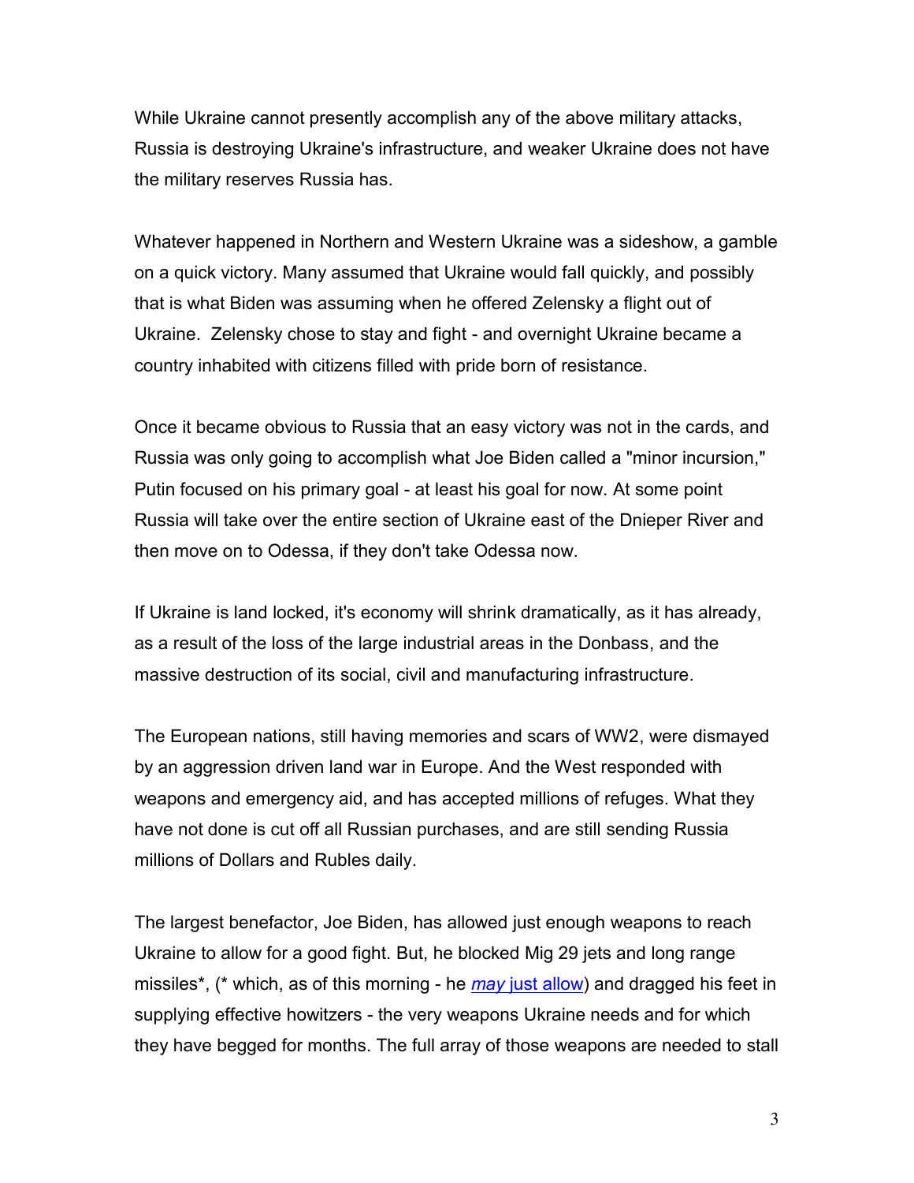While Ukraine cannot presently accomplish any of the above military attacks, Russia is destroying Ukraine's infrastructure, and weaker Ukraine does not have the military reserves Russia has.

Whatever happened in Northern and Western Ukraine was a sideshow, a gamble on a quick victory. Many assumed that Ukraine would fall quickly, and possibly that is what Biden was assuming when he offered Zelensky a flight out of Ukraine. Zelensky chose to stay and fight - and overnight Ukraine became a country inhabited with citizens filled with pride born of resistance.

Once it became obvious to Russia that an easy victory was not in the cards, and Russia was only going to accomplish what Joe Biden called a "minor incursion," Putin focused on his primary goal - at least his goal for now. At some point Russia will take over the entire section of Ukraine east of the Dnieper River and then move on to Odessa, if they don't take Odessa now.

If Ukraine is land locked, it's economy will shrink dramatically, as it has already, as a result of the loss of the large industrial areas in the Donbass, and the massive destruction of its social, civil and manufacturing infrastructure.

The European nations, still having memories and scars of WW2, were dismayed by an aggression driven land war in Europe. And the West responded with weapons and emergency aid, and has accepted millions of refuges. What they have not done is cut off all Russian purchases, and are still sending Russia millions of Dollars and Rubles daily.

The largest benefactor, Joe Biden, has allowed just enough weapons to reach Ukraine to allow for a good fight. But, he blocked Mig 29 jets and long range missiles*, (* which, as of this morning - he [*may* just allow]) and dragged his feet in supplying effective howitzers - the very weapons Ukraine needs and for which they have begged for months. The full array of those weapons are needed to stall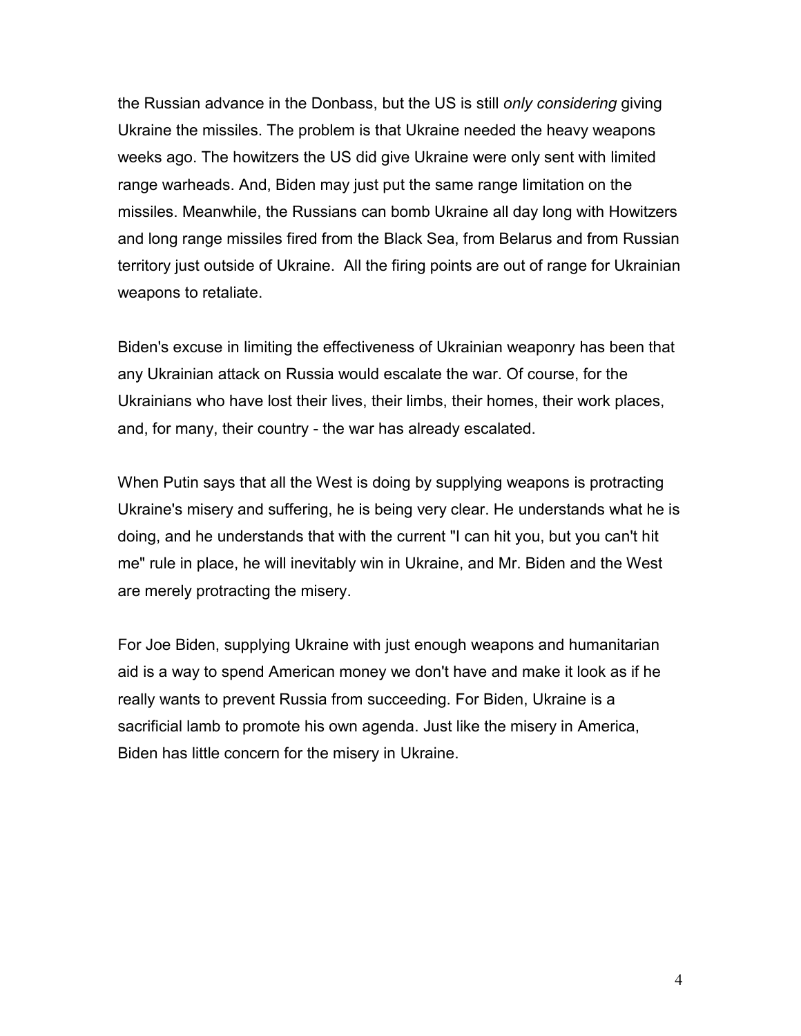the Russian advance in the Donbass, but the US is still *only considering* giving Ukraine the missiles. The problem is that Ukraine needed the heavy weapons weeks ago. The howitzers the US did give Ukraine were only sent with limited range warheads. And, Biden may just put the same range limitation on the missiles. Meanwhile, the Russians can bomb Ukraine all day long with Howitzers and long range missiles fired from the Black Sea, from Belarus and from Russian territory just outside of Ukraine. All the firing points are out of range for Ukrainian weapons to retaliate.

Biden's excuse in limiting the effectiveness of Ukrainian weaponry has been that any Ukrainian attack on Russia would escalate the war. Of course, for the Ukrainians who have lost their lives, their limbs, their homes, their work places, and, for many, their country - the war has already escalated.

When Putin says that all the West is doing by supplying weapons is protracting Ukraine's misery and suffering, he is being very clear. He understands what he is doing, and he understands that with the current "I can hit you, but you can't hit me" rule in place, he will inevitably win in Ukraine, and Mr. Biden and the West are merely protracting the misery.

For Joe Biden, supplying Ukraine with just enough weapons and humanitarian aid is a way to spend American money we don't have and make it look as if he really wants to prevent Russia from succeeding. For Biden, Ukraine is a sacrificial lamb to promote his own agenda. Just like the misery in America, Biden has little concern for the misery in Ukraine.